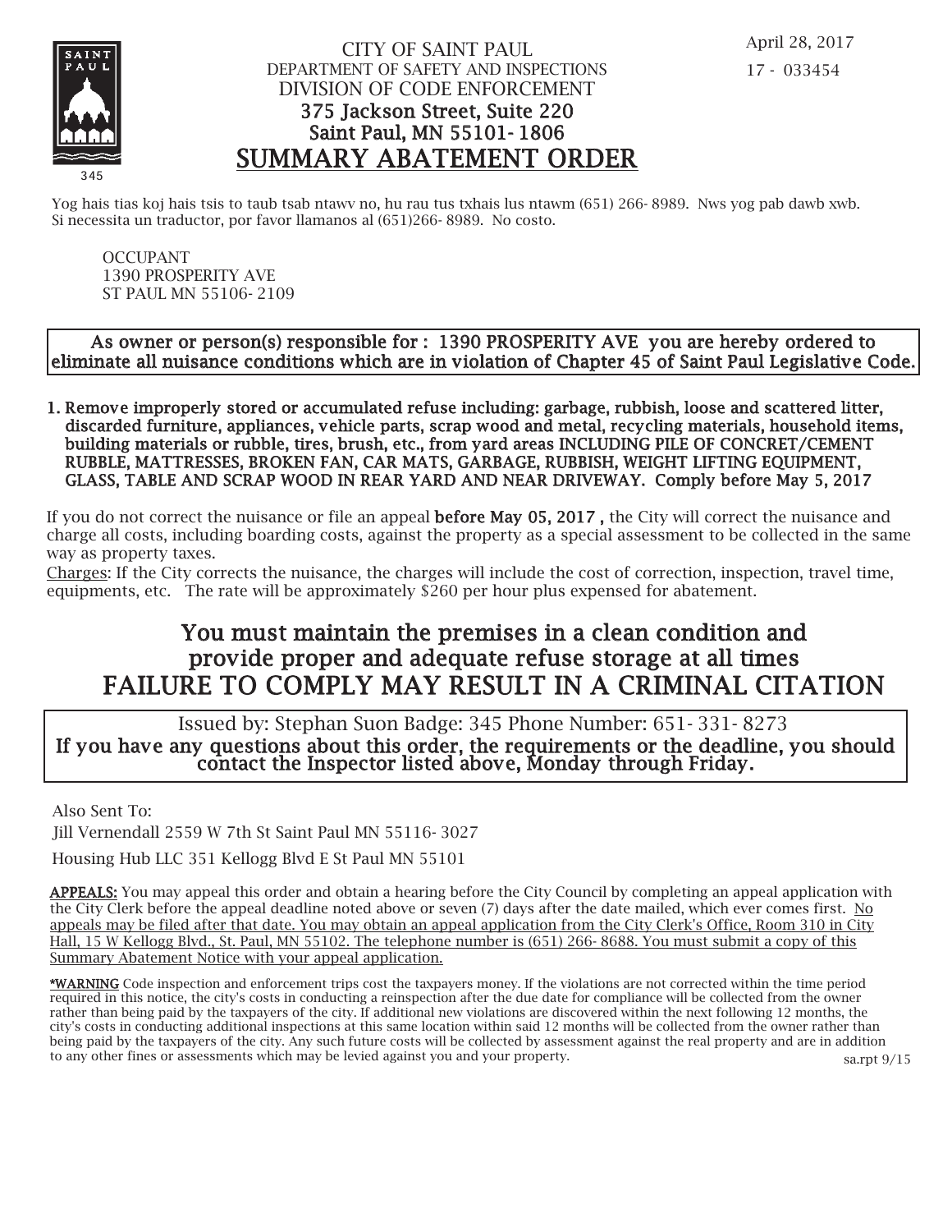April 28, 2017

17 - 033454

CITY OF SAINT PAUL
DEPARTMENT OF SAFETY AND INSPECTIONS
DIVISION OF CODE ENFORCEMENT
375 Jackson Street, Suite 220
Saint Paul, MN 55101-1806

# SUMMARY ABATEMENT ORDER

Yog hais tias koj hais tsis to taub tsab ntawv no, hu rau tus txhais lus ntawm (651) 266-8989. Nws yog pab dawb xwb.
Si necessita un traductor, por favor llamanos al (651)266-8989. No costo.

OCCUPANT
1390 PROSPERITY AVE
ST PAUL MN 55106-2109

**As owner or person(s) responsible for : 1390 PROSPERITY AVE you are hereby ordered to eliminate all nuisance conditions which are in violation of Chapter 45 of Saint Paul Legislative Code.**

1. **Remove improperly stored or accumulated refuse including: garbage, rubbish, loose and scattered litter, discarded furniture, appliances, vehicle parts, scrap wood and metal, recycling materials, household items, building materials or rubble, tires, brush, etc., from yard areas INCLUDING PILE OF CONCRET/CEMENT RUBBLE, MATTRESSES, BROKEN FAN, CAR MATS, GARBAGE, RUBBISH, WEIGHT LIFTING EQUIPMENT, GLASS, TABLE AND SCRAP WOOD IN REAR YARD AND NEAR DRIVEWAY. Comply before May 5, 2017**

If you do not correct the nuisance or file an appeal **before May 05, 2017 ,** the City will correct the nuisance and charge all costs, including boarding costs, against the property as a special assessment to be collected in the same way as property taxes.

Charges: If the City corrects the nuisance, the charges will include the cost of correction, inspection, travel time, equipments, etc. The rate will be approximately $260 per hour plus expensed for abatement.

## You must maintain the premises in a clean condition and provide proper and adequate refuse storage at all times

## FAILURE TO COMPLY MAY RESULT IN A CRIMINAL CITATION

Issued by: Stephan Suon Badge: 345 Phone Number: 651-331-8273

**If you have any questions about this order, the requirements or the deadline, you should contact the Inspector listed above, Monday through Friday.**

Also Sent To:

Jill Vernendall 2559 W 7th St Saint Paul MN 55116-3027

Housing Hub LLC 351 Kellogg Blvd E St Paul MN 55101

**APPEALS:** You may appeal this order and obtain a hearing before the City Council by completing an appeal application with the City Clerk before the appeal deadline noted above or seven (7) days after the date mailed, which ever comes first. No appeals may be filed after that date. You may obtain an appeal application from the City Clerk's Office, Room 310 in City Hall, 15 W Kellogg Blvd., St. Paul, MN 55102. The telephone number is (651) 266-8688. You must submit a copy of this Summary Abatement Notice with your appeal application.

***WARNING** Code inspection and enforcement trips cost the taxpayers money. If the violations are not corrected within the time period required in this notice, the city's costs in conducting a reinspection after the due date for compliance will be collected from the owner rather than being paid by the taxpayers of the city. If additional new violations are discovered within the next following 12 months, the city's costs in conducting additional inspections at this same location within said 12 months will be collected from the owner rather than being paid by the taxpayers of the city. Any such future costs will be collected by assessment against the real property and are in addition to any other fines or assessments which may be levied against you and your property.

sa.rpt 9/15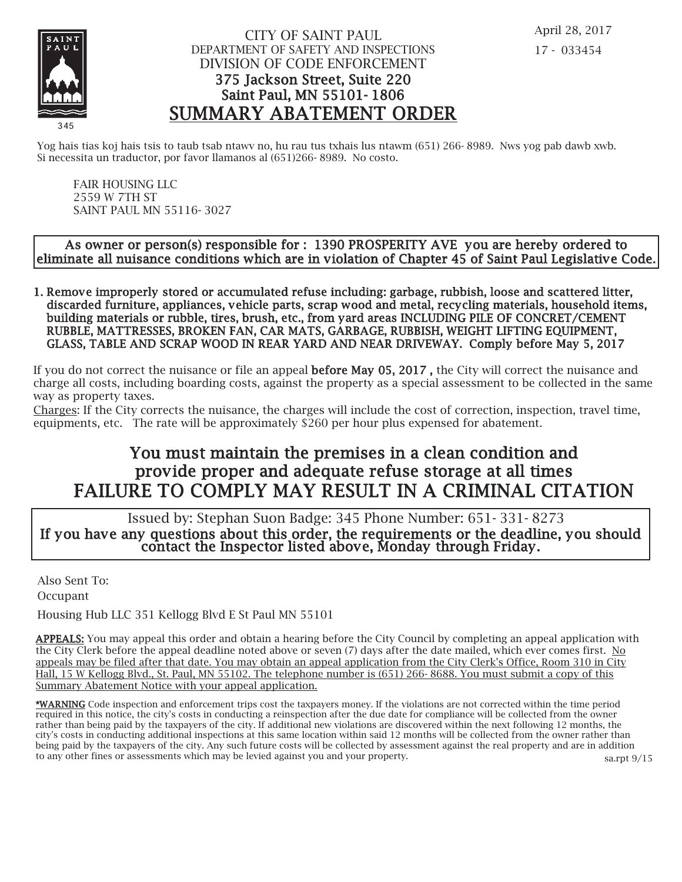April 28, 2017

17 - 033454

SAINT PAUL

345

CITY OF SAINT PAUL
DEPARTMENT OF SAFETY AND INSPECTIONS
DIVISION OF CODE ENFORCEMENT
375 Jackson Street, Suite 220
Saint Paul, MN 55101-1806

# SUMMARY ABATEMENT ORDER

Yog hais tias koj hais tsis to taub tsab ntawv no, hu rau tus txhais lus ntawm (651) 266-8989. Nws yog pab dawb xwb.
Si necessita un traductor, por favor llamanos al (651)266-8989. No costo.

FAIR HOUSING LLC
2559 W 7TH ST
SAINT PAUL MN 55116-3027

**As owner or person(s) responsible for : 1390 PROSPERITY AVE you are hereby ordered to eliminate all nuisance conditions which are in violation of Chapter 45 of Saint Paul Legislative Code.**

1. **Remove improperly stored or accumulated refuse including: garbage, rubbish, loose and scattered litter, discarded furniture, appliances, vehicle parts, scrap wood and metal, recycling materials, household items, building materials or rubble, tires, brush, etc., from yard areas INCLUDING PILE OF CONCRET/CEMENT RUBBLE, MATTRESSES, BROKEN FAN, CAR MATS, GARBAGE, RUBBISH, WEIGHT LIFTING EQUIPMENT, GLASS, TABLE AND SCRAP WOOD IN REAR YARD AND NEAR DRIVEWAY. Comply before May 5, 2017**

If you do not correct the nuisance or file an appeal **before May 05, 2017 ,** the City will correct the nuisance and charge all costs, including boarding costs, against the property as a special assessment to be collected in the same way as property taxes.

Charges: If the City corrects the nuisance, the charges will include the cost of correction, inspection, travel time, equipments, etc. The rate will be approximately $260 per hour plus expensed for abatement.

## You must maintain the premises in a clean condition and provide proper and adequate refuse storage at all times
## FAILURE TO COMPLY MAY RESULT IN A CRIMINAL CITATION

Issued by: Stephan Suon Badge: 345 Phone Number: 651-331-8273

**If you have any questions about this order, the requirements or the deadline, you should contact the Inspector listed above, Monday through Friday.**

Also Sent To:

Occupant

Housing Hub LLC 351 Kellogg Blvd E St Paul MN 55101

**APPEALS:** You may appeal this order and obtain a hearing before the City Council by completing an appeal application with the City Clerk before the appeal deadline noted above or seven (7) days after the date mailed, which ever comes first. No appeals may be filed after that date. You may obtain an appeal application from the City Clerk's Office, Room 310 in City Hall, 15 W Kellogg Blvd., St. Paul, MN 55102. The telephone number is (651) 266-8688. You must submit a copy of this Summary Abatement Notice with your appeal application.

**\*WARNING** Code inspection and enforcement trips cost the taxpayers money. If the violations are not corrected within the time period required in this notice, the city's costs in conducting a reinspection after the due date for compliance will be collected from the owner rather than being paid by the taxpayers of the city. If additional new violations are discovered within the next following 12 months, the city's costs in conducting additional inspections at this same location within said 12 months will be collected from the owner rather than being paid by the taxpayers of the city. Any such future costs will be collected by assessment against the real property and are in addition to any other fines or assessments which may be levied against you and your property.

sa.rpt 9/15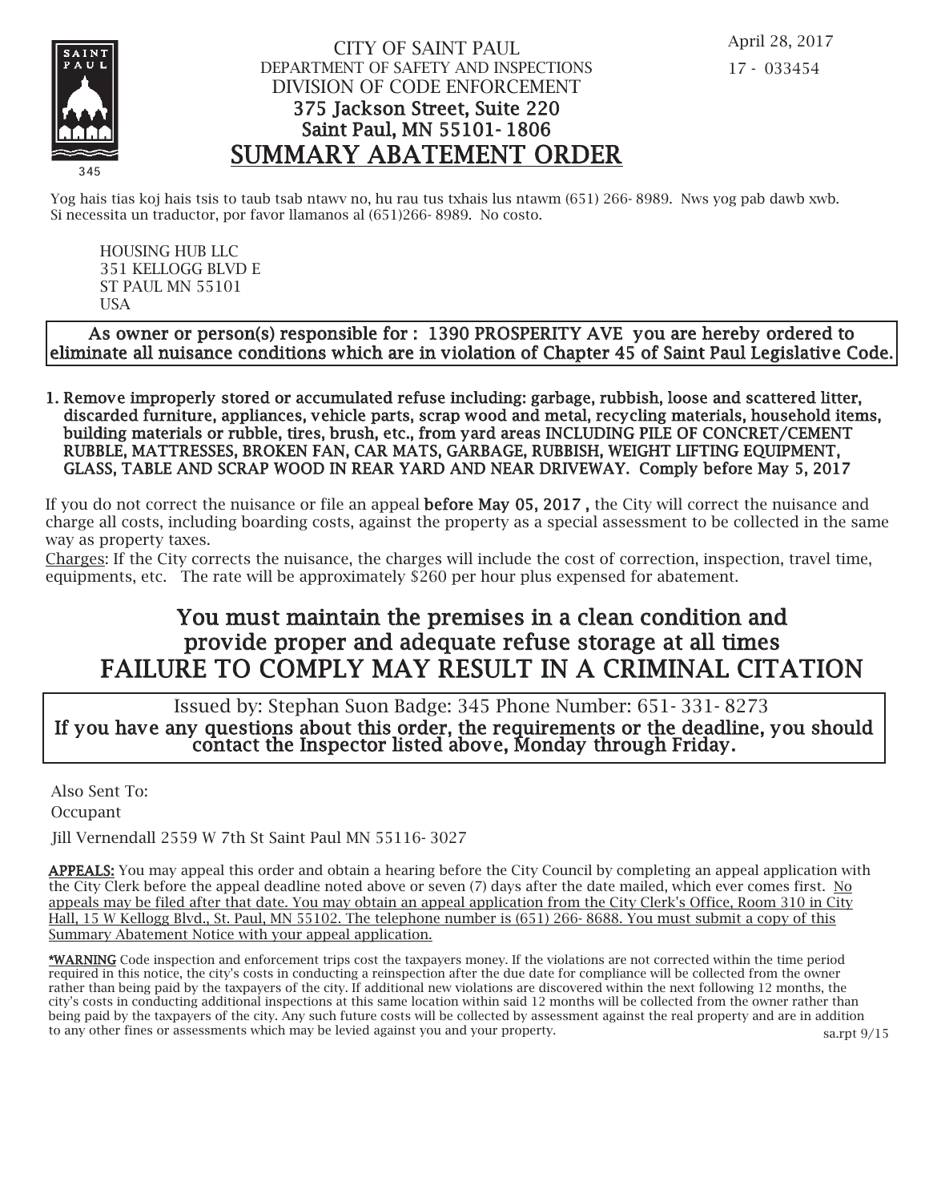April 28, 2017

17 - 033454

CITY OF SAINT PAUL
DEPARTMENT OF SAFETY AND INSPECTIONS
DIVISION OF CODE ENFORCEMENT
375 Jackson Street, Suite 220
Saint Paul, MN 55101- 1806

# SUMMARY ABATEMENT ORDER

Yog hais tias koj hais tsis to taub tsab ntawv no, hu rau tus txhais lus ntawm (651) 266- 8989. Nws yog pab dawb xwb.
Si necessita un traductor, por favor llamanos al (651)266- 8989. No costo.

HOUSING HUB LLC
351 KELLOGG BLVD E
ST PAUL MN 55101
USA

**As owner or person(s) responsible for : 1390 PROSPERITY AVE you are hereby ordered to eliminate all nuisance conditions which are in violation of Chapter 45 of Saint Paul Legislative Code.**

1. **Remove improperly stored or accumulated refuse including: garbage, rubbish, loose and scattered litter, discarded furniture, appliances, vehicle parts, scrap wood and metal, recycling materials, household items, building materials or rubble, tires, brush, etc., from yard areas INCLUDING PILE OF CONCRET/CEMENT RUBBLE, MATTRESSES, BROKEN FAN, CAR MATS, GARBAGE, RUBBISH, WEIGHT LIFTING EQUIPMENT, GLASS, TABLE AND SCRAP WOOD IN REAR YARD AND NEAR DRIVEWAY. Comply before May 5, 2017**

If you do not correct the nuisance or file an appeal **before May 05, 2017 ,** the City will correct the nuisance and charge all costs, including boarding costs, against the property as a special assessment to be collected in the same way as property taxes.

Charges: If the City corrects the nuisance, the charges will include the cost of correction, inspection, travel time, equipments, etc. The rate will be approximately $260 per hour plus expensed for abatement.

## You must maintain the premises in a clean condition and provide proper and adequate refuse storage at all times
## FAILURE TO COMPLY MAY RESULT IN A CRIMINAL CITATION

Issued by: Stephan Suon Badge: 345 Phone Number: 651- 331- 8273

**If you have any questions about this order, the requirements or the deadline, you should contact the Inspector listed above, Monday through Friday.**

Also Sent To:

Occupant

Jill Vernendall 2559 W 7th St Saint Paul MN 55116- 3027

**APPEALS:** You may appeal this order and obtain a hearing before the City Council by completing an appeal application with the City Clerk before the appeal deadline noted above or seven (7) days after the date mailed, which ever comes first. No appeals may be filed after that date. You may obtain an appeal application from the City Clerk's Office, Room 310 in City Hall, 15 W Kellogg Blvd., St. Paul, MN 55102. The telephone number is (651) 266- 8688. You must submit a copy of this Summary Abatement Notice with your appeal application.

*WARNING Code inspection and enforcement trips cost the taxpayers money. If the violations are not corrected within the time period required in this notice, the city's costs in conducting a reinspection after the due date for compliance will be collected from the owner rather than being paid by the taxpayers of the city. If additional new violations are discovered within the next following 12 months, the city's costs in conducting additional inspections at this same location within said 12 months will be collected from the owner rather than being paid by the taxpayers of the city. Any such future costs will be collected by assessment against the real property and are in addition to any other fines or assessments which may be levied against you and your property.

sa.rpt 9/15